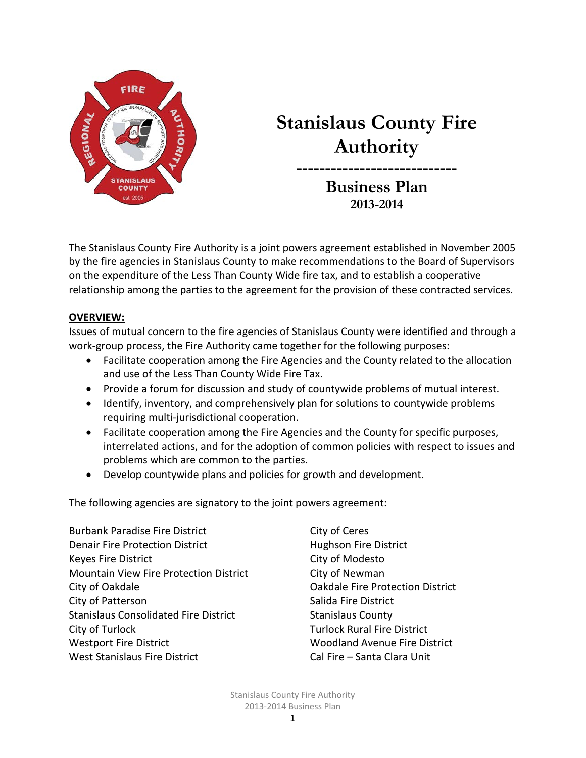# Stanislaus County Fire Authority

---

## Business Plan

### 2013-2014

The Stanislaus County Fire Authority is a joint powers agreement established in November 2005 by the fire agencies in Stanislaus County to make recommendations to the Board of Supervisors on the expenditure of the Less Than County Wide fire tax, and to establish a cooperative relationship among the parties to the agreement for the provision of these contracted services.

**OVERVIEW:**

Issues of mutual concern to the fire agencies of Stanislaus County were identified and through a work-group process, the Fire Authority came together for the following purposes:

- Facilitate cooperation among the Fire Agencies and the County related to the allocation and use of the Less Than County Wide Fire Tax.
- Provide a forum for discussion and study of countywide problems of mutual interest.
- Identify, inventory, and comprehensively plan for solutions to countywide problems requiring multi-jurisdictional cooperation.
- Facilitate cooperation among the Fire Agencies and the County for specific purposes, interrelated actions, and for the adoption of common policies with respect to issues and problems which are common to the parties.
- Develop countywide plans and policies for growth and development.

The following agencies are signatory to the joint powers agreement:

Burbank Paradise Fire District
Denair Fire Protection District
Keyes Fire District
Mountain View Fire Protection District
City of Oakdale
City of Patterson
Stanislaus Consolidated Fire District
City of Turlock
Westport Fire District
West Stanislaus Fire District
City of Ceres
Hughson Fire District
City of Modesto
City of Newman
Oakdale Fire Protection District
Salida Fire District
Stanislaus County
Turlock Rural Fire District
Woodland Avenue Fire District
Cal Fire – Santa Clara Unit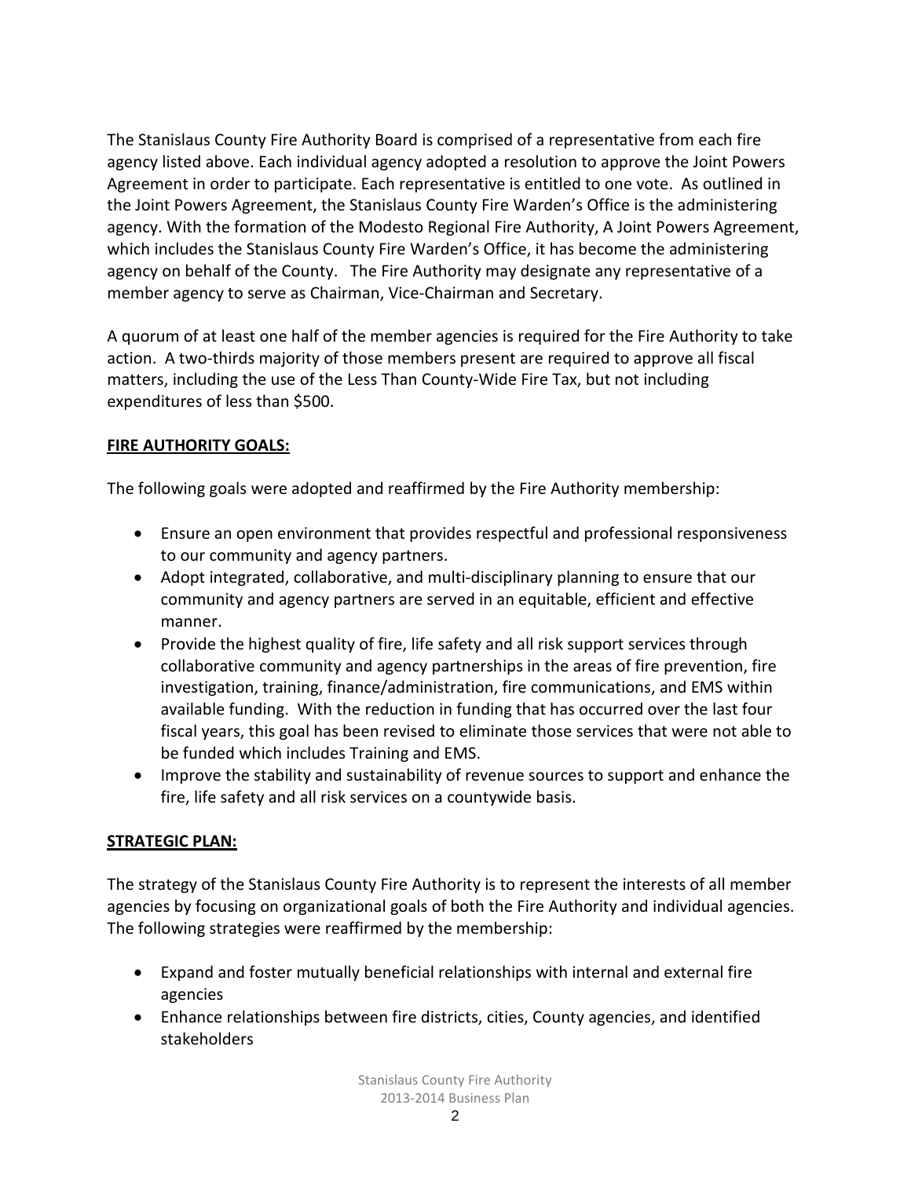The Stanislaus County Fire Authority Board is comprised of a representative from each fire agency listed above. Each individual agency adopted a resolution to approve the Joint Powers Agreement in order to participate. Each representative is entitled to one vote. As outlined in the Joint Powers Agreement, the Stanislaus County Fire Warden's Office is the administering agency. With the formation of the Modesto Regional Fire Authority, A Joint Powers Agreement, which includes the Stanislaus County Fire Warden's Office, it has become the administering agency on behalf of the County. The Fire Authority may designate any representative of a member agency to serve as Chairman, Vice-Chairman and Secretary.

A quorum of at least one half of the member agencies is required for the Fire Authority to take action. A two-thirds majority of those members present are required to approve all fiscal matters, including the use of the Less Than County-Wide Fire Tax, but not including expenditures of less than $500.

## FIRE AUTHORITY GOALS:

The following goals were adopted and reaffirmed by the Fire Authority membership:

- Ensure an open environment that provides respectful and professional responsiveness to our community and agency partners.
- Adopt integrated, collaborative, and multi-disciplinary planning to ensure that our community and agency partners are served in an equitable, efficient and effective manner.
- Provide the highest quality of fire, life safety and all risk support services through collaborative community and agency partnerships in the areas of fire prevention, fire investigation, training, finance/administration, fire communications, and EMS within available funding. With the reduction in funding that has occurred over the last four fiscal years, this goal has been revised to eliminate those services that were not able to be funded which includes Training and EMS.
- Improve the stability and sustainability of revenue sources to support and enhance the fire, life safety and all risk services on a countywide basis.

## STRATEGIC PLAN:

The strategy of the Stanislaus County Fire Authority is to represent the interests of all member agencies by focusing on organizational goals of both the Fire Authority and individual agencies. The following strategies were reaffirmed by the membership:

- Expand and foster mutually beneficial relationships with internal and external fire agencies
- Enhance relationships between fire districts, cities, County agencies, and identified stakeholders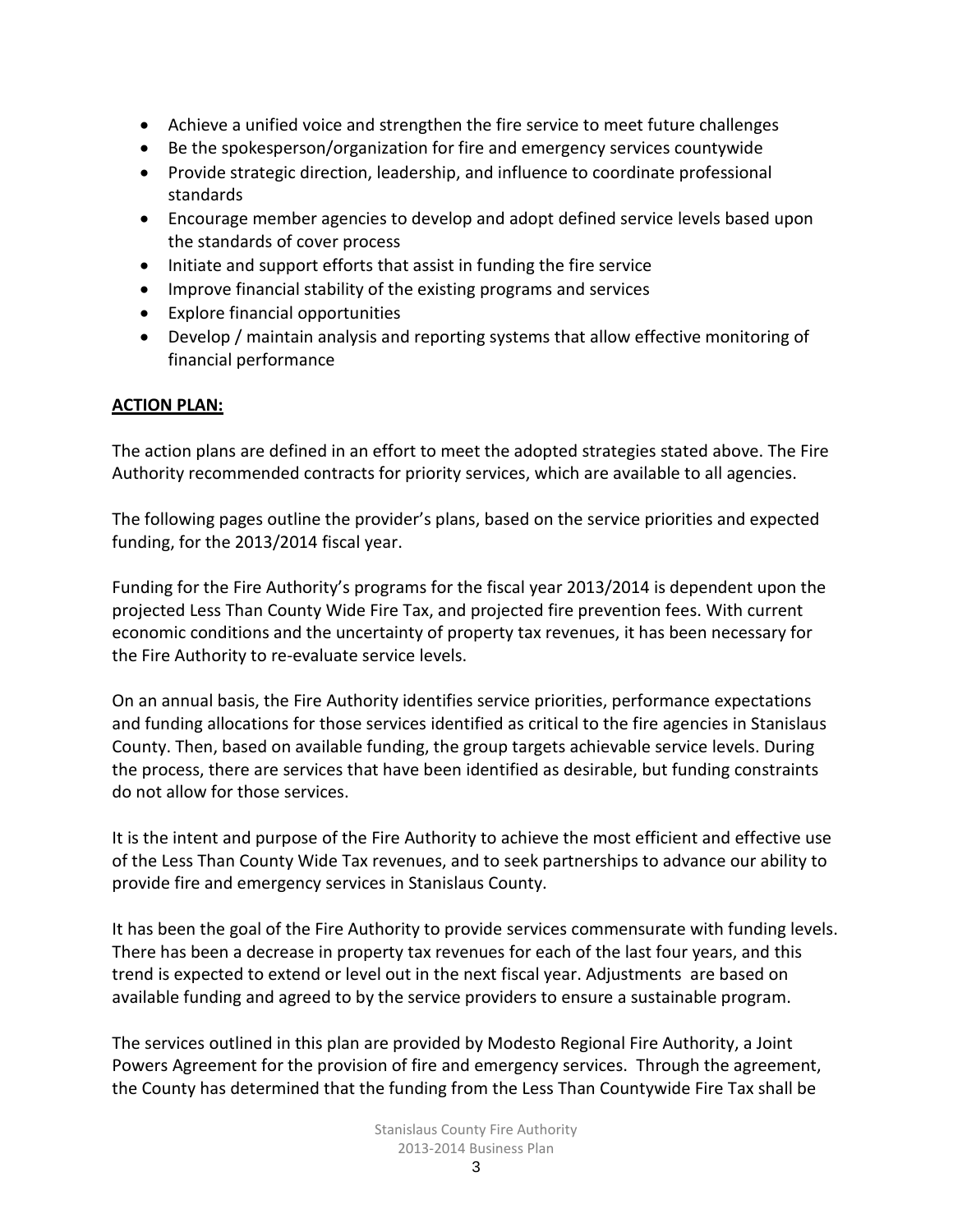- Achieve a unified voice and strengthen the fire service to meet future challenges
- Be the spokesperson/organization for fire and emergency services countywide
- Provide strategic direction, leadership, and influence to coordinate professional standards
- Encourage member agencies to develop and adopt defined service levels based upon the standards of cover process
- Initiate and support efforts that assist in funding the fire service
- Improve financial stability of the existing programs and services
- Explore financial opportunities
- Develop / maintain analysis and reporting systems that allow effective monitoring of financial performance

**ACTION PLAN:**

The action plans are defined in an effort to meet the adopted strategies stated above. The Fire Authority recommended contracts for priority services, which are available to all agencies.

The following pages outline the provider's plans, based on the service priorities and expected funding, for the 2013/2014 fiscal year.

Funding for the Fire Authority's programs for the fiscal year 2013/2014 is dependent upon the projected Less Than County Wide Fire Tax, and projected fire prevention fees. With current economic conditions and the uncertainty of property tax revenues, it has been necessary for the Fire Authority to re-evaluate service levels.

On an annual basis, the Fire Authority identifies service priorities, performance expectations and funding allocations for those services identified as critical to the fire agencies in Stanislaus County. Then, based on available funding, the group targets achievable service levels. During the process, there are services that have been identified as desirable, but funding constraints do not allow for those services.

It is the intent and purpose of the Fire Authority to achieve the most efficient and effective use of the Less Than County Wide Tax revenues, and to seek partnerships to advance our ability to provide fire and emergency services in Stanislaus County.

It has been the goal of the Fire Authority to provide services commensurate with funding levels. There has been a decrease in property tax revenues for each of the last four years, and this trend is expected to extend or level out in the next fiscal year. Adjustments are based on available funding and agreed to by the service providers to ensure a sustainable program.

The services outlined in this plan are provided by Modesto Regional Fire Authority, a Joint Powers Agreement for the provision of fire and emergency services. Through the agreement, the County has determined that the funding from the Less Than Countywide Fire Tax shall be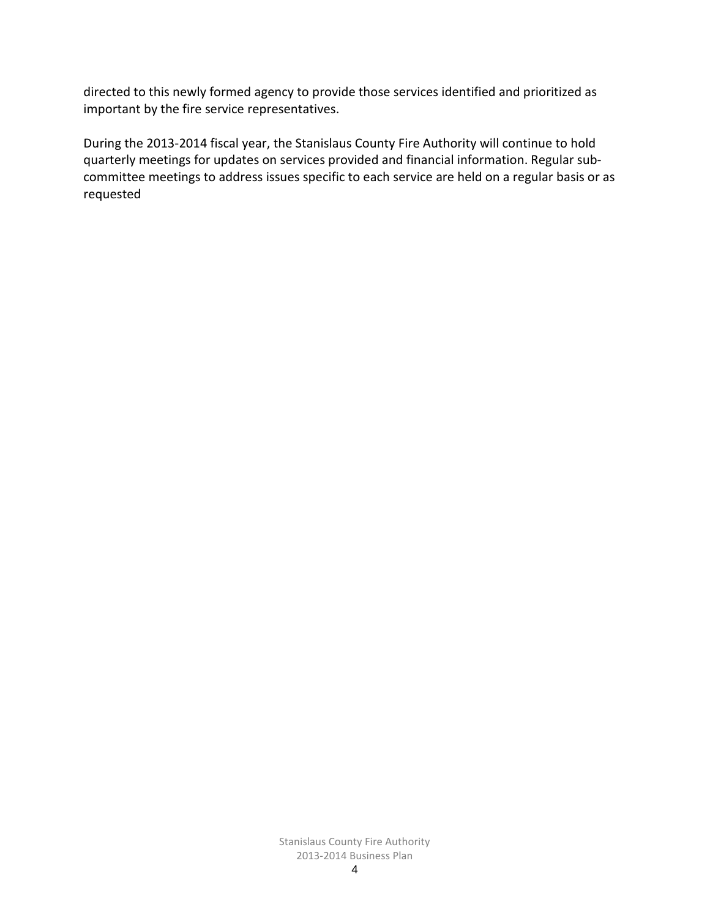directed to this newly formed agency to provide those services identified and prioritized as important by the fire service representatives.

During the 2013-2014 fiscal year, the Stanislaus County Fire Authority will continue to hold quarterly meetings for updates on services provided and financial information. Regular sub-committee meetings to address issues specific to each service are held on a regular basis or as requested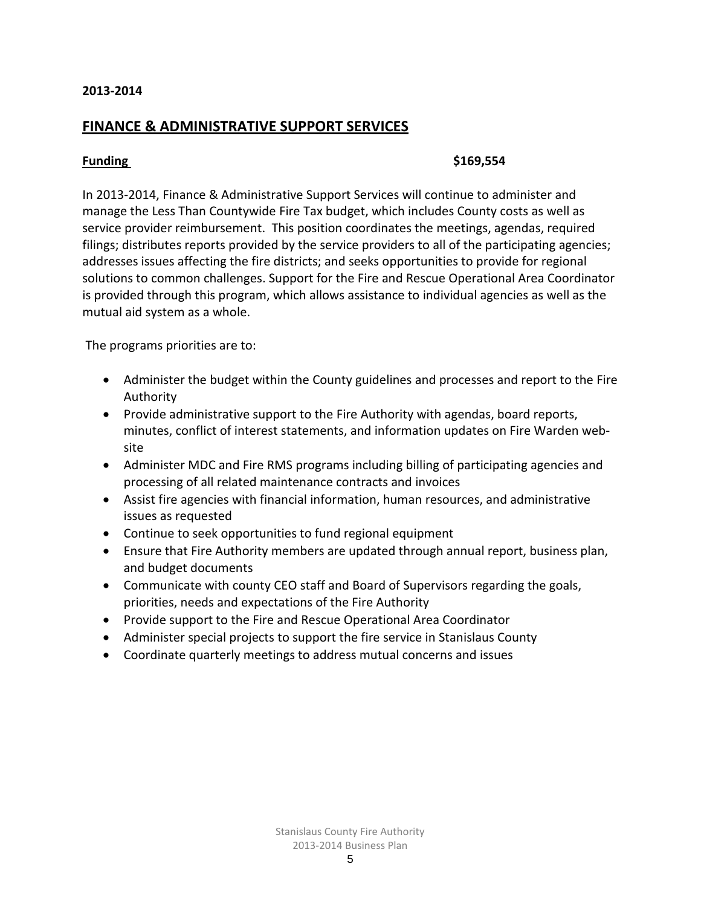**2013-2014**

## FINANCE & ADMINISTRATIVE SUPPORT SERVICES

**Funding** **$169,554**

In 2013-2014, Finance & Administrative Support Services will continue to administer and manage the Less Than Countywide Fire Tax budget, which includes County costs as well as service provider reimbursement. This position coordinates the meetings, agendas, required filings; distributes reports provided by the service providers to all of the participating agencies; addresses issues affecting the fire districts; and seeks opportunities to provide for regional solutions to common challenges. Support for the Fire and Rescue Operational Area Coordinator is provided through this program, which allows assistance to individual agencies as well as the mutual aid system as a whole.

The programs priorities are to:

- Administer the budget within the County guidelines and processes and report to the Fire Authority
- Provide administrative support to the Fire Authority with agendas, board reports, minutes, conflict of interest statements, and information updates on Fire Warden web-site
- Administer MDC and Fire RMS programs including billing of participating agencies and processing of all related maintenance contracts and invoices
- Assist fire agencies with financial information, human resources, and administrative issues as requested
- Continue to seek opportunities to fund regional equipment
- Ensure that Fire Authority members are updated through annual report, business plan, and budget documents
- Communicate with county CEO staff and Board of Supervisors regarding the goals, priorities, needs and expectations of the Fire Authority
- Provide support to the Fire and Rescue Operational Area Coordinator
- Administer special projects to support the fire service in Stanislaus County
- Coordinate quarterly meetings to address mutual concerns and issues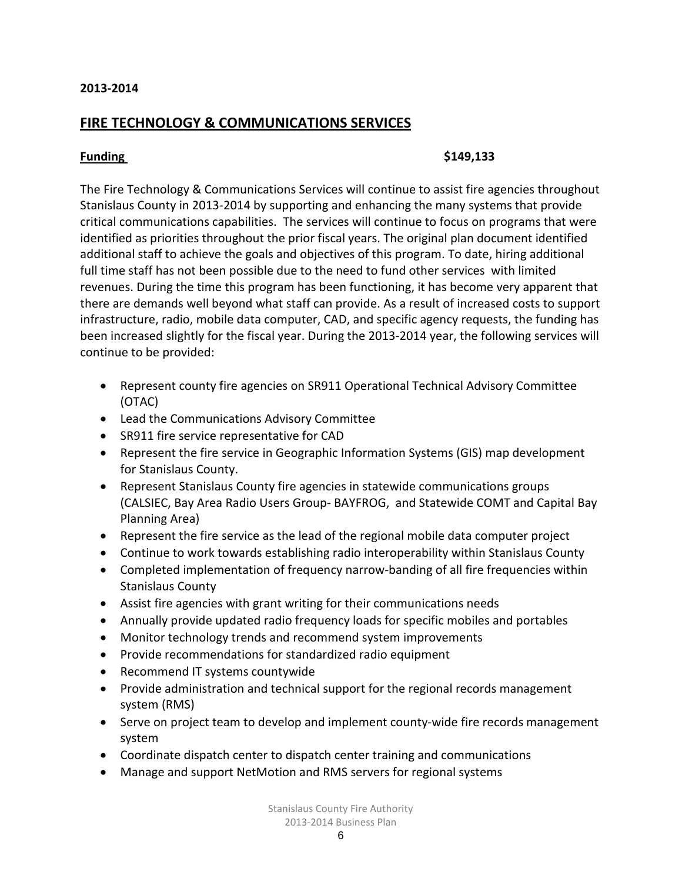**2013-2014**

## FIRE TECHNOLOGY & COMMUNICATIONS SERVICES

**Funding** **$149,133**

The Fire Technology & Communications Services will continue to assist fire agencies throughout Stanislaus County in 2013-2014 by supporting and enhancing the many systems that provide critical communications capabilities. The services will continue to focus on programs that were identified as priorities throughout the prior fiscal years. The original plan document identified additional staff to achieve the goals and objectives of this program. To date, hiring additional full time staff has not been possible due to the need to fund other services with limited revenues. During the time this program has been functioning, it has become very apparent that there are demands well beyond what staff can provide. As a result of increased costs to support infrastructure, radio, mobile data computer, CAD, and specific agency requests, the funding has been increased slightly for the fiscal year. During the 2013-2014 year, the following services will continue to be provided:

- Represent county fire agencies on SR911 Operational Technical Advisory Committee (OTAC)
- Lead the Communications Advisory Committee
- SR911 fire service representative for CAD
- Represent the fire service in Geographic Information Systems (GIS) map development for Stanislaus County.
- Represent Stanislaus County fire agencies in statewide communications groups (CALSIEC, Bay Area Radio Users Group- BAYFROG, and Statewide COMT and Capital Bay Planning Area)
- Represent the fire service as the lead of the regional mobile data computer project
- Continue to work towards establishing radio interoperability within Stanislaus County
- Completed implementation of frequency narrow-banding of all fire frequencies within Stanislaus County
- Assist fire agencies with grant writing for their communications needs
- Annually provide updated radio frequency loads for specific mobiles and portables
- Monitor technology trends and recommend system improvements
- Provide recommendations for standardized radio equipment
- Recommend IT systems countywide
- Provide administration and technical support for the regional records management system (RMS)
- Serve on project team to develop and implement county-wide fire records management system
- Coordinate dispatch center to dispatch center training and communications
- Manage and support NetMotion and RMS servers for regional systems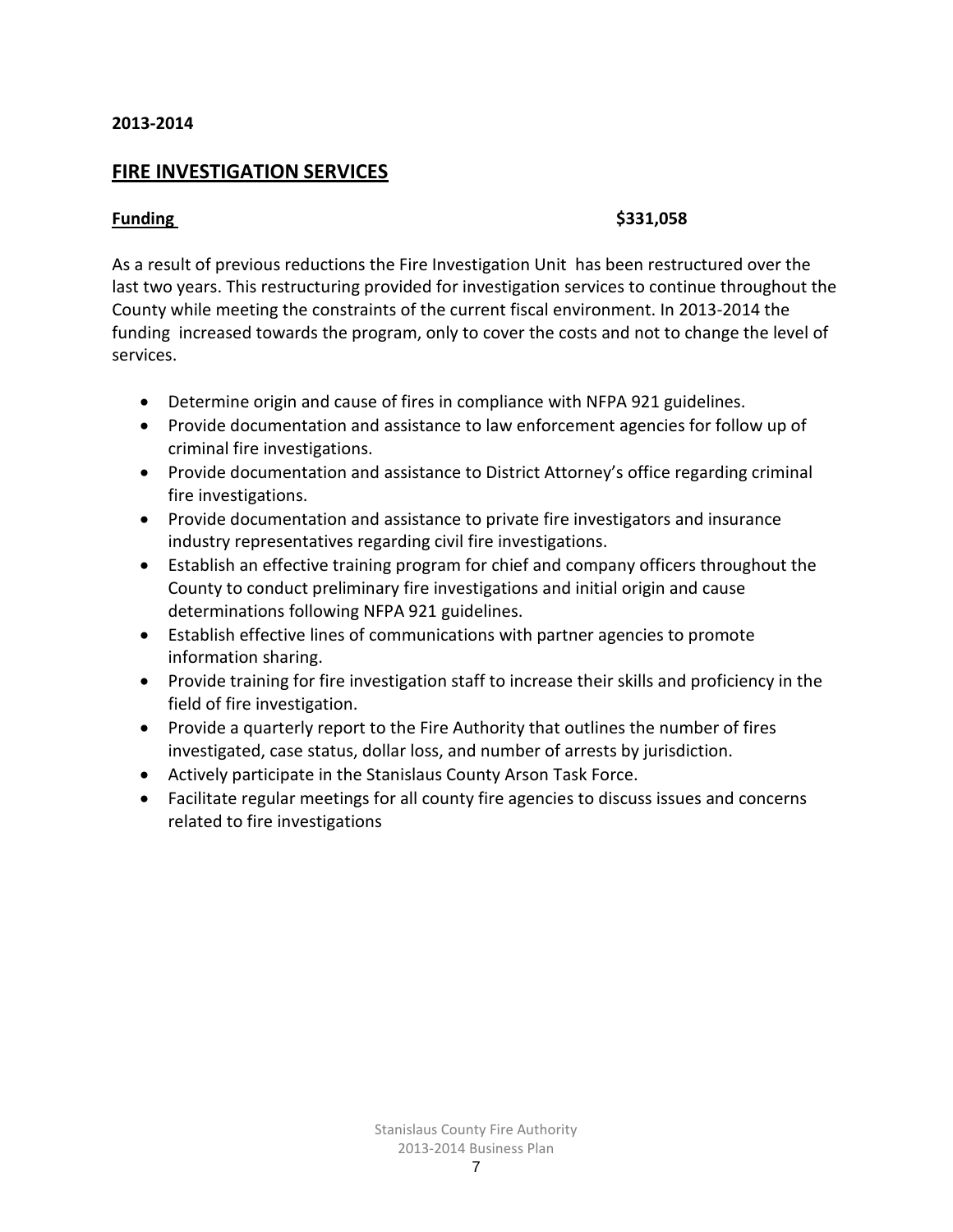**2013-2014**

## FIRE INVESTIGATION SERVICES

**Funding** **$331,058**

As a result of previous reductions the Fire Investigation Unit has been restructured over the last two years. This restructuring provided for investigation services to continue throughout the County while meeting the constraints of the current fiscal environment. In 2013-2014 the funding increased towards the program, only to cover the costs and not to change the level of services.

- Determine origin and cause of fires in compliance with NFPA 921 guidelines.
- Provide documentation and assistance to law enforcement agencies for follow up of criminal fire investigations.
- Provide documentation and assistance to District Attorney's office regarding criminal fire investigations.
- Provide documentation and assistance to private fire investigators and insurance industry representatives regarding civil fire investigations.
- Establish an effective training program for chief and company officers throughout the County to conduct preliminary fire investigations and initial origin and cause determinations following NFPA 921 guidelines.
- Establish effective lines of communications with partner agencies to promote information sharing.
- Provide training for fire investigation staff to increase their skills and proficiency in the field of fire investigation.
- Provide a quarterly report to the Fire Authority that outlines the number of fires investigated, case status, dollar loss, and number of arrests by jurisdiction.
- Actively participate in the Stanislaus County Arson Task Force.
- Facilitate regular meetings for all county fire agencies to discuss issues and concerns related to fire investigations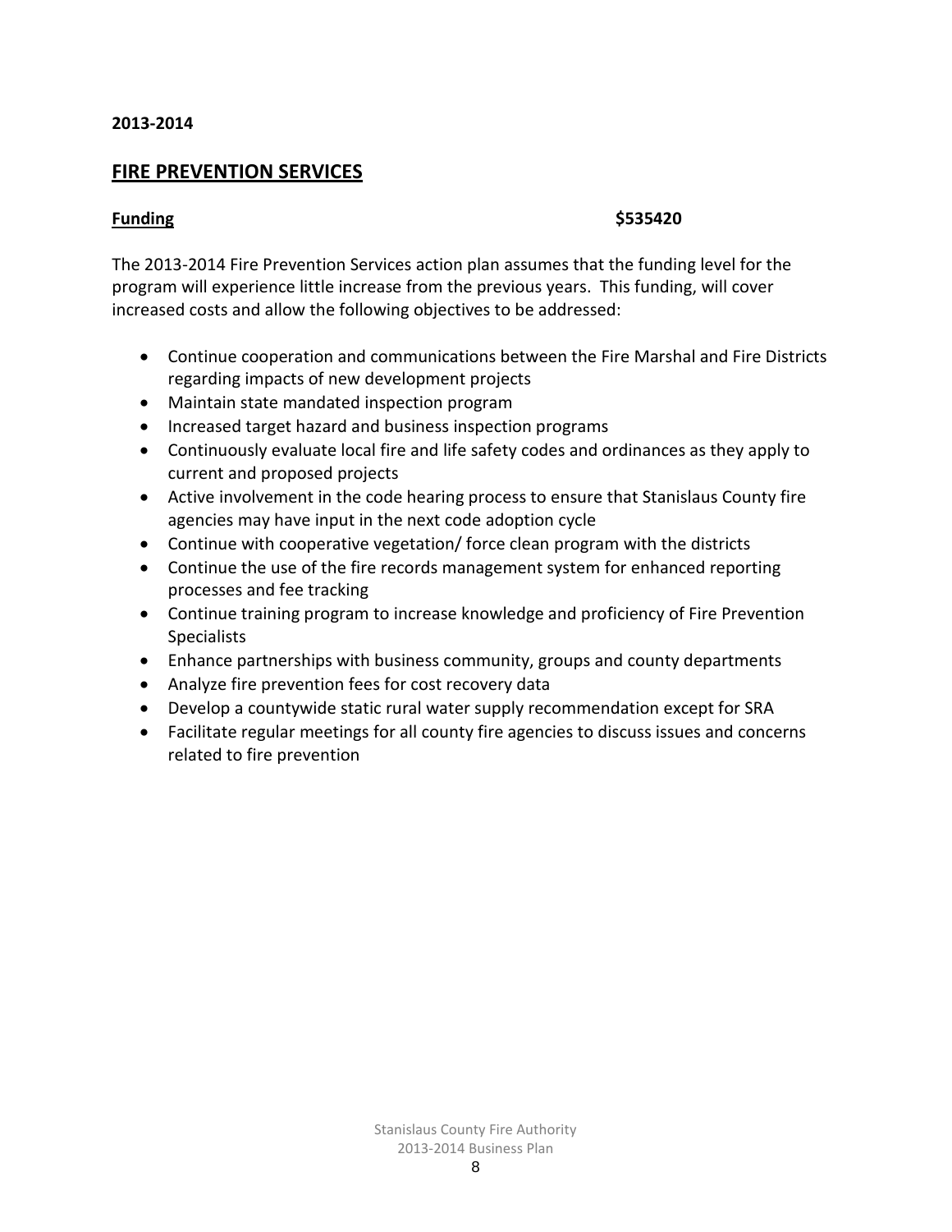**2013-2014**

## FIRE PREVENTION SERVICES

**Funding** **$535420**

The 2013-2014 Fire Prevention Services action plan assumes that the funding level for the program will experience little increase from the previous years. This funding, will cover increased costs and allow the following objectives to be addressed:

- Continue cooperation and communications between the Fire Marshal and Fire Districts regarding impacts of new development projects
- Maintain state mandated inspection program
- Increased target hazard and business inspection programs
- Continuously evaluate local fire and life safety codes and ordinances as they apply to current and proposed projects
- Active involvement in the code hearing process to ensure that Stanislaus County fire agencies may have input in the next code adoption cycle
- Continue with cooperative vegetation/ force clean program with the districts
- Continue the use of the fire records management system for enhanced reporting processes and fee tracking
- Continue training program to increase knowledge and proficiency of Fire Prevention Specialists
- Enhance partnerships with business community, groups and county departments
- Analyze fire prevention fees for cost recovery data
- Develop a countywide static rural water supply recommendation except for SRA
- Facilitate regular meetings for all county fire agencies to discuss issues and concerns related to fire prevention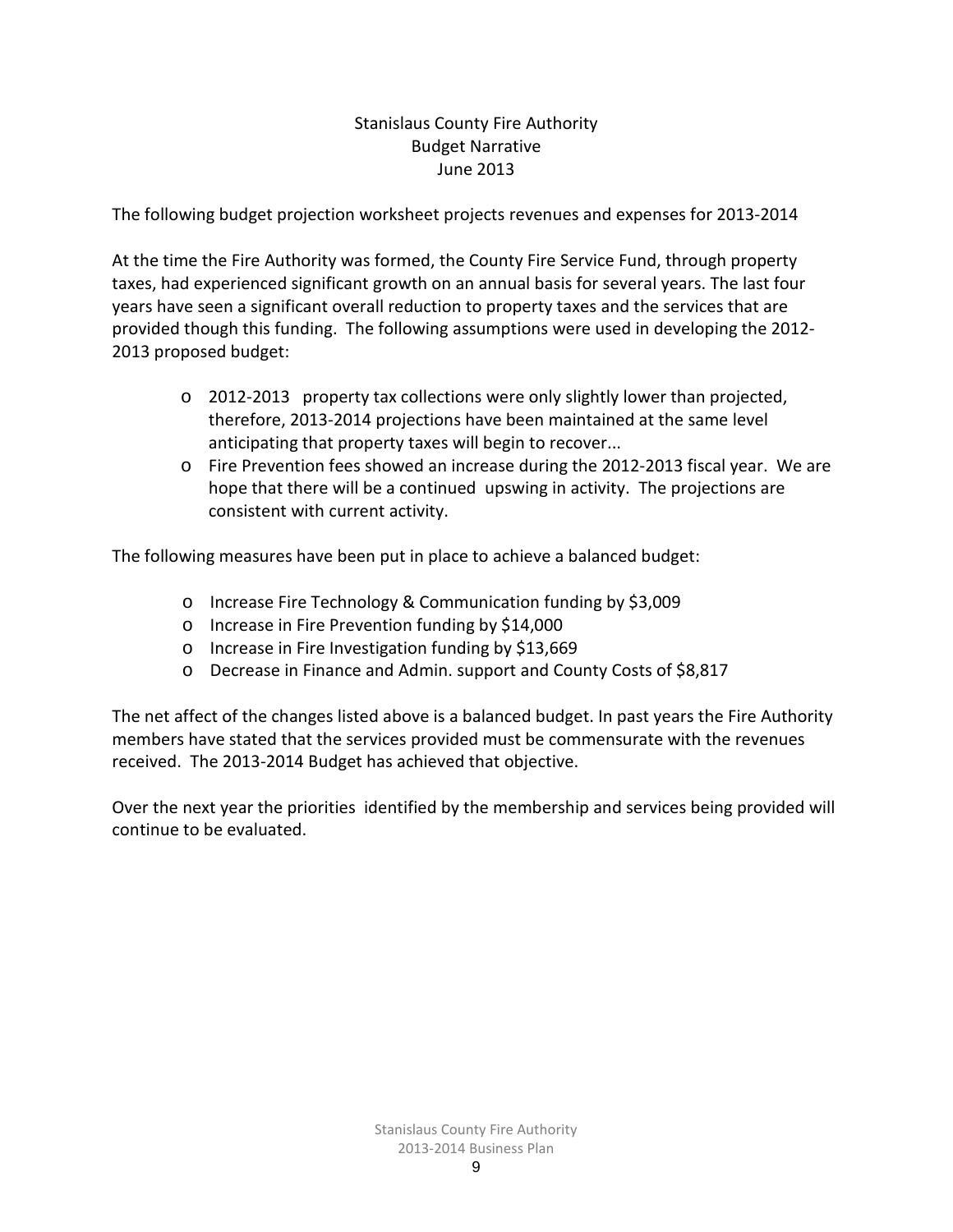# Stanislaus County Fire Authority
## Budget Narrative
## June 2013

The following budget projection worksheet projects revenues and expenses for 2013-2014

At the time the Fire Authority was formed, the County Fire Service Fund, through property taxes, had experienced significant growth on an annual basis for several years. The last four years have seen a significant overall reduction to property taxes and the services that are provided though this funding. The following assumptions were used in developing the 2012-2013 proposed budget:

- 2012-2013 property tax collections were only slightly lower than projected, therefore, 2013-2014 projections have been maintained at the same level anticipating that property taxes will begin to recover...
- Fire Prevention fees showed an increase during the 2012-2013 fiscal year. We are hope that there will be a continued upswing in activity. The projections are consistent with current activity.

The following measures have been put in place to achieve a balanced budget:

- Increase Fire Technology & Communication funding by $3,009
- Increase in Fire Prevention funding by $14,000
- Increase in Fire Investigation funding by $13,669
- Decrease in Finance and Admin. support and County Costs of $8,817

The net affect of the changes listed above is a balanced budget. In past years the Fire Authority members have stated that the services provided must be commensurate with the revenues received. The 2013-2014 Budget has achieved that objective.

Over the next year the priorities identified by the membership and services being provided will continue to be evaluated.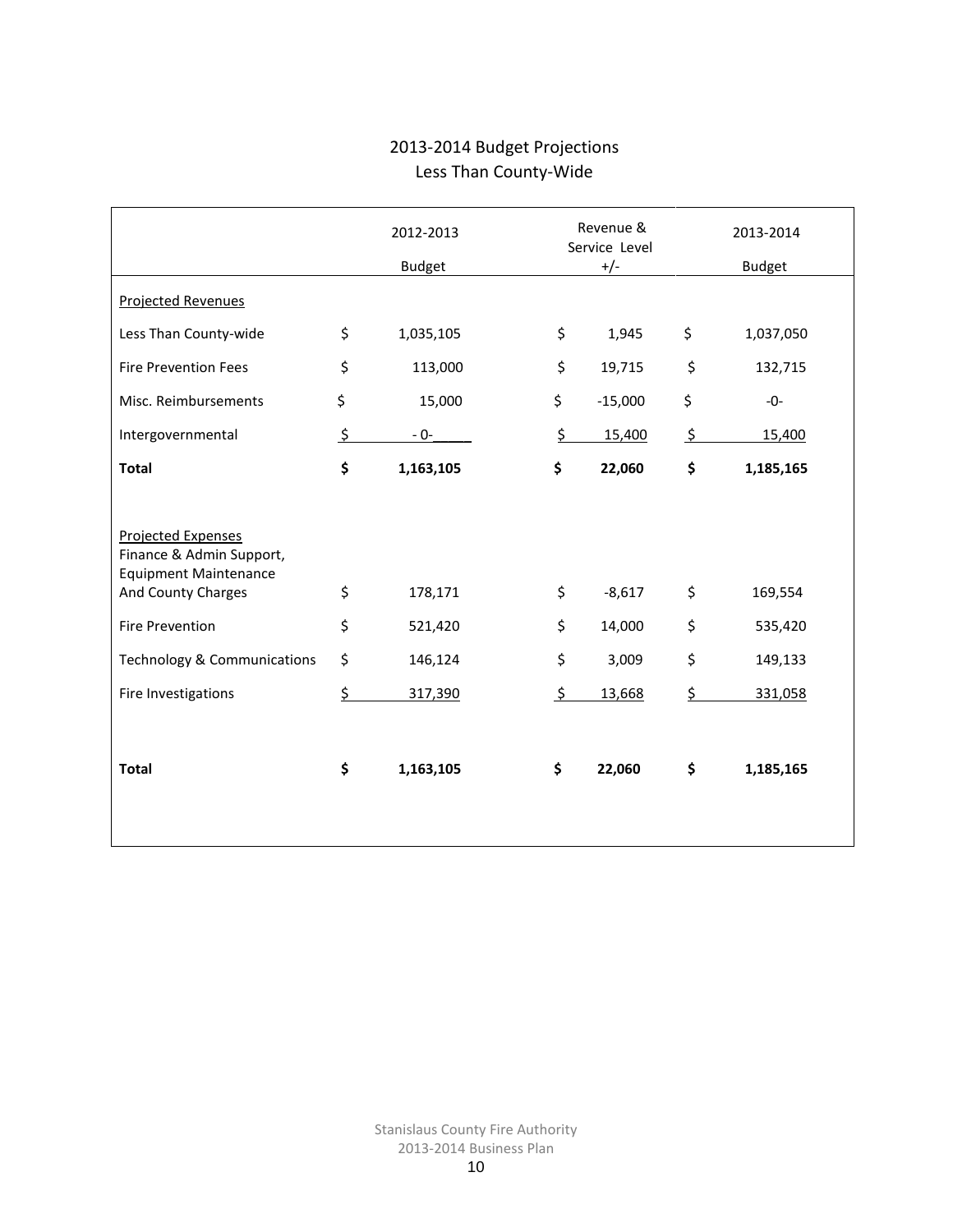# 2013-2014 Budget Projections
## Less Than County-Wide

| | 2012-2013 Budget | Revenue & Service Level +/- | 2013-2014 Budget |
|---|---|---|---|
| Projected Revenues | | | |
| Less Than County-wide | $ 1,035,105 | $ 1,945 | $ 1,037,050 |
| Fire Prevention Fees | $ 113,000 | $ 19,715 | $ 132,715 |
| Misc. Reimbursements | $ 15,000 | $ -15,000 | $ -0- |
| Intergovernmental | $ - 0- | $ 15,400 | $ 15,400 |
| **Total** | **$ 1,163,105** | **$ 22,060** | **$ 1,185,165** |
| Projected Expenses | | | |
| Finance & Admin Support, Equipment Maintenance And County Charges | $ 178,171 | $ -8,617 | $ 169,554 |
| Fire Prevention | $ 521,420 | $ 14,000 | $ 535,420 |
| Technology & Communications | $ 146,124 | $ 3,009 | $ 149,133 |
| Fire Investigations | $ 317,390 | $ 13,668 | $ 331,058 |
| **Total** | **$ 1,163,105** | **$ 22,060** | **$ 1,185,165** |

Stanislaus County Fire Authority
2013-2014 Business Plan